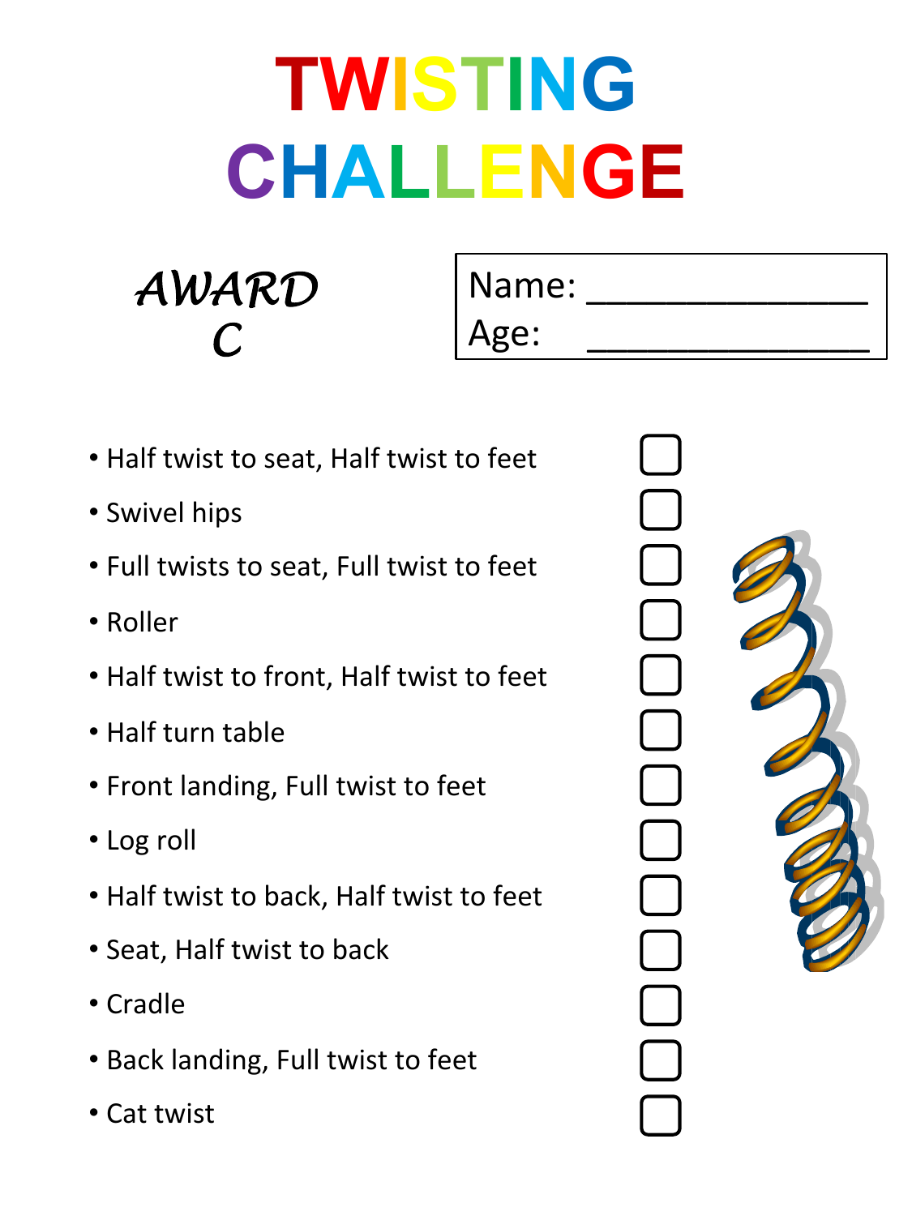# TWISTING CHALLENGE

*AWARD C*

Name: ______________

Age: ______________

- Half twist to seat, Half twist to feet ☐
- Swivel hips ☐
- Full twists to seat, Full twist to feet ☐
- Roller ☐
- Half twist to front, Half twist to feet ☐
- Half turn table ☐
- Front landing, Full twist to feet ☐
- Log roll ☐
- Half twist to back, Half twist to feet ☐
- Seat, Half twist to back ☐
- Cradle ☐
- Back landing, Full twist to feet ☐
- Cat twist ☐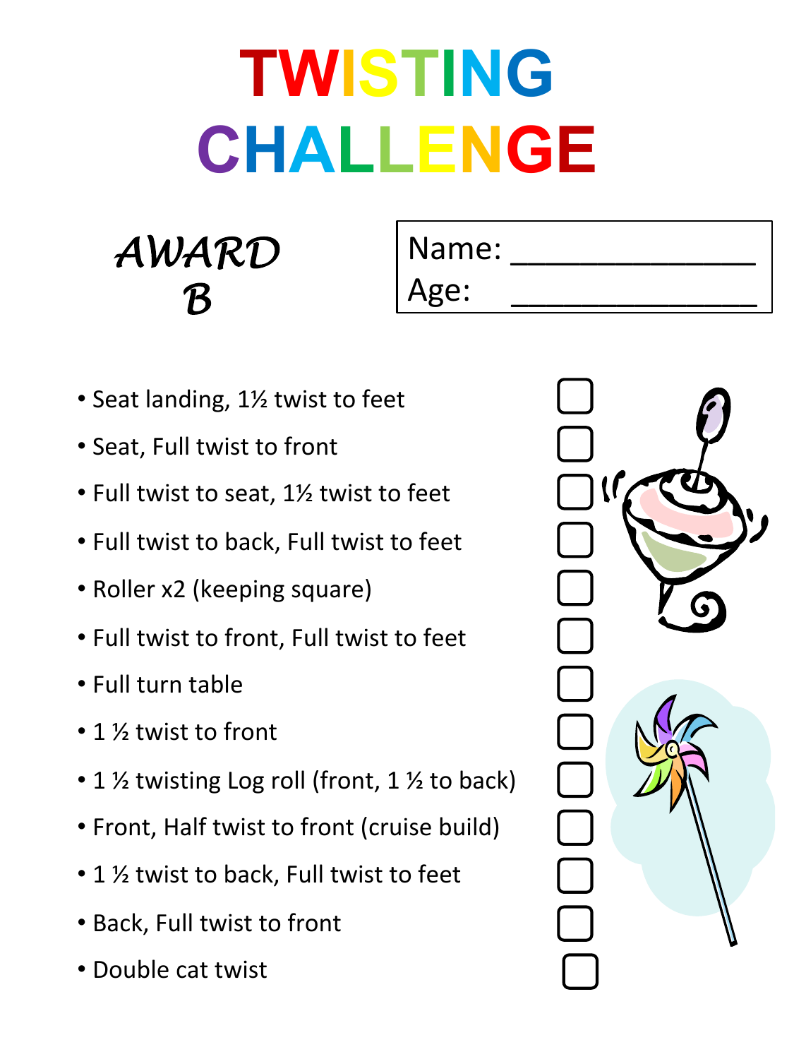# TWISTING CHALLENGE

*AWARD B*

Name: ________________

Age: ________________

- Seat landing, 1½ twist to feet ☐
- Seat, Full twist to front ☐
- Full twist to seat, 1½ twist to feet ☐
- Full twist to back, Full twist to feet ☐
- Roller x2 (keeping square) ☐
- Full twist to front, Full twist to feet ☐
- Full turn table ☐
- 1 ½ twist to front ☐
- 1 ½ twisting Log roll (front, 1 ½ to back) ☐
- Front, Half twist to front (cruise build) ☐
- 1 ½ twist to back, Full twist to feet ☐
- Back, Full twist to front ☐
- Double cat twist ☐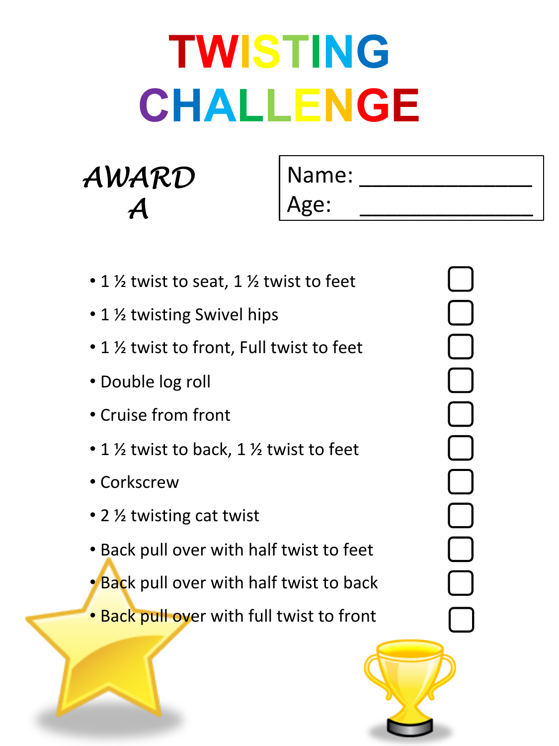# TWISTING CHALLENGE

## *AWARD A*

Name: _______________
Age: _______________

- 1 ½ twist to seat, 1 ½ twist to feet ☐
- 1 ½ twisting Swivel hips ☐
- 1 ½ twist to front, Full twist to feet ☐
- Double log roll ☐
- Cruise from front ☐
- 1 ½ twist to back, 1 ½ twist to feet ☐
- Corkscrew ☐
- 2 ½ twisting cat twist ☐
- Back pull over with half twist to feet ☐
- Back pull over with half twist to back ☐
- Back pull over with full twist to front ☐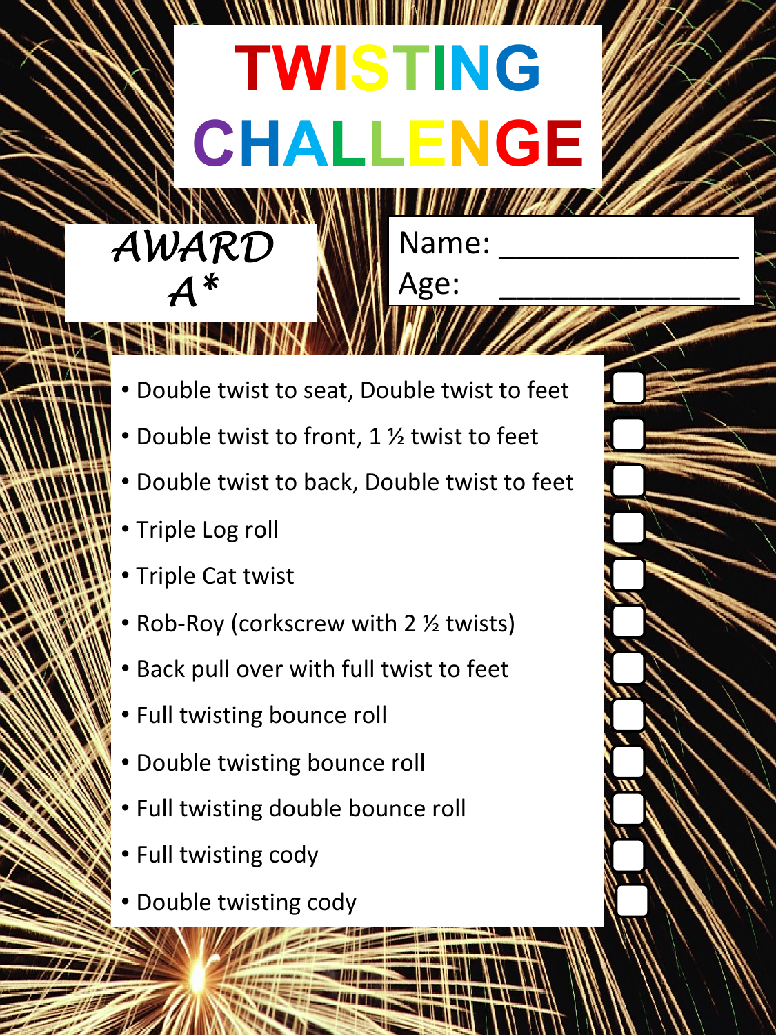# TWISTING CHALLENGE

**AWARD A***

Name: ______________

Age: ______________

- Double twist to seat, Double twist to feet ☐
- Double twist to front, 1 ½ twist to feet ☐
- Double twist to back, Double twist to feet ☐
- Triple Log roll ☐
- Triple Cat twist ☐
- Rob-Roy (corkscrew with 2 ½ twists) ☐
- Back pull over with full twist to feet ☐
- Full twisting bounce roll ☐
- Double twisting bounce roll ☐
- Full twisting double bounce roll ☐
- Full twisting cody ☐
- Double twisting cody ☐